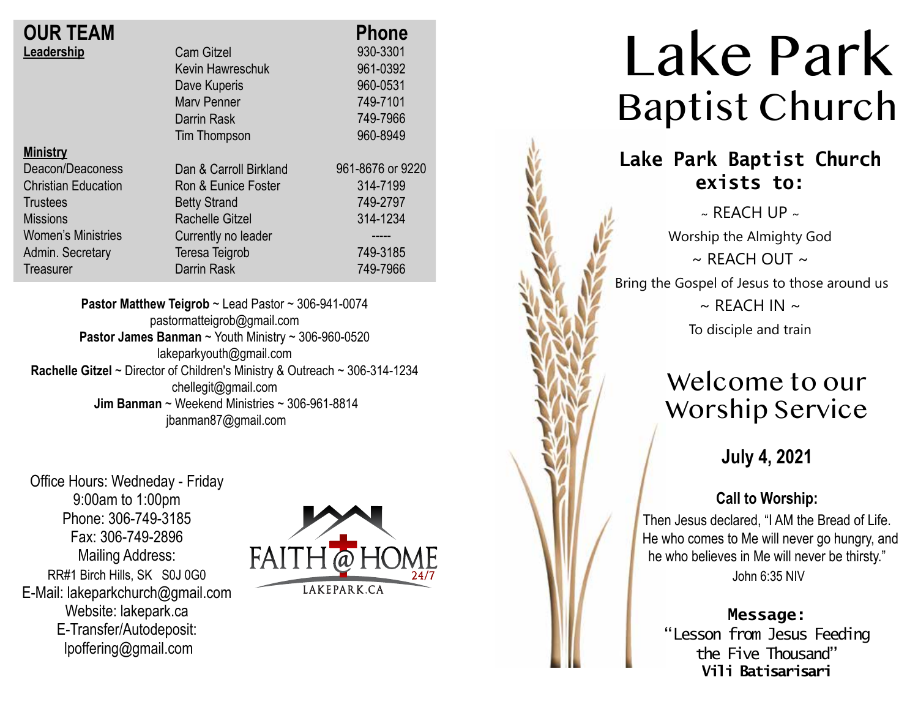## OUR TEAM

| Leadership | | Phone |
|---|---|---|
| | Cam Gitzel | 930-3301 |
| | Kevin Hawreschuk | 961-0392 |
| | Dave Kuperis | 960-0531 |
| | Marv Penner | 749-7101 |
| | Darrin Rask | 749-7966 |
| | Tim Thompson | 960-8949 |
| **Ministry** | | |
| Deacon/Deaconess | Dan & Carroll Birkland | 961-8676 or 9220 |
| Christian Education | Ron & Eunice Foster | 314-7199 |
| Trustees | Betty Strand | 749-2797 |
| Missions | Rachelle Gitzel | 314-1234 |
| Women's Ministries | Currently no leader | ----- |
| Admin. Secretary | Teresa Teigrob | 749-3185 |
| Treasurer | Darrin Rask | 749-7966 |

**Pastor Matthew Teigrob** ~ Lead Pastor ~ 306-941-0074
pastormatteigrob@gmail.com
**Pastor James Banman** ~ Youth Ministry ~ 306-960-0520
lakeparkyouth@gmail.com
**Rachelle Gitzel** ~ Director of Children's Ministry & Outreach ~ 306-314-1234
chellegit@gmail.com
**Jim Banman** ~ Weekend Ministries ~ 306-961-8814
jbanman87@gmail.com

Office Hours: Wedneday - Friday
9:00am to 1:00pm
Phone: 306-749-3185
Fax: 306-749-2896
Mailing Address:
RR#1 Birch Hills, SK S0J 0G0
E-Mail: lakeparkchurch@gmail.com
Website: lakepark.ca
E-Transfer/Autodeposit:
lpoffering@gmail.com

FAITH @ HOME 24/7
LAKEPARK.CA

# Lake Park Baptist Church

**Lake Park Baptist Church exists to:**

~ REACH UP ~
Worship the Almighty God
~ REACH OUT ~
Bring the Gospel of Jesus to those around us
~ REACH IN ~
To disciple and train

## Welcome to our Worship Service

**July 4, 2021**

**Call to Worship:**
Then Jesus declared, "I AM the Bread of Life. He who comes to Me will never go hungry, and he who believes in Me will never be thirsty."
John 6:35 NIV

**Message:**
"Lesson from Jesus Feeding the Five Thousand"
**Vili Batisarisari**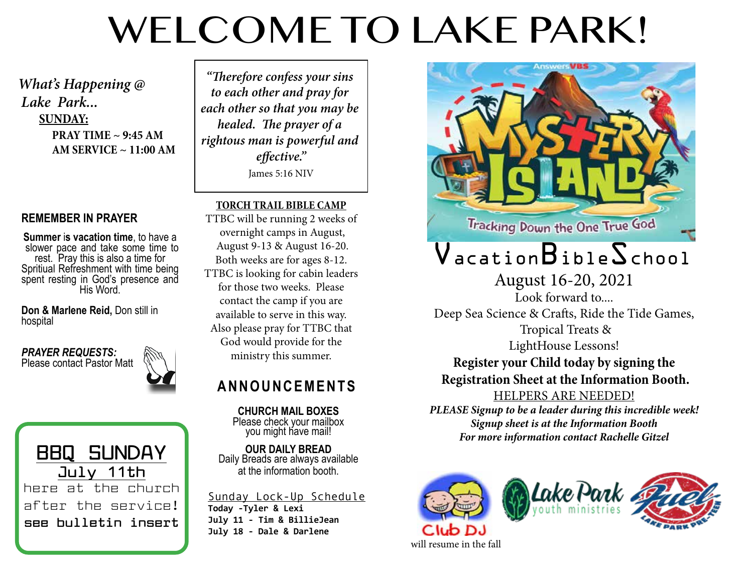# WELCOME TO LAKE PARK!

*What's Happening @ Lake Park...*

**SUNDAY:**

**PRAY TIME ~ 9:45 AM**
**AM SERVICE ~ 11:00 AM**

## REMEMBER IN PRAYER

**Summer** is **vacation time**, to have a slower pace and take some time to rest. Pray this is also a time for Spritiual Refreshment with time being spent resting in God's presence and His Word.

**Don & Marlene Reid,** Don still in hospital

***PRAYER REQUESTS:***
Please contact Pastor Matt

**BBQ SUNDAY**
**July 11th**
here at the church after the service!
see bulletin insert

*"Therefore confess your sins to each other and pray for each other so that you may be healed. The prayer of a rightous man is powerful and effective."*
James 5:16 NIV

**TORCH TRAIL BIBLE CAMP**

TTBC will be running 2 weeks of overnight camps in August, August 9-13 & August 16-20. Both weeks are for ages 8-12. TTBC is looking for cabin leaders for those two weeks. Please contact the camp if you are available to serve in this way. Also please pray for TTBC that God would provide for the ministry this summer.

## ANNOUNCEMENTS

**CHURCH MAIL BOXES**
Please check your mailbox you might have mail!

**OUR DAILY BREAD**
Daily Breads are always available at the information booth.

Sunday Lock-Up Schedule
**Today -Tyler & Lexi**
**July 11 - Tim & BillieJean**
**July 18 - Dale & Darlene**

AnswersVBS
MYSTERY ISLAND
Tracking Down the One True God

## VacationBibleSchool

August 16-20, 2021

Look forward to....
Deep Sea Science & Crafts, Ride the Tide Games, Tropical Treats & LightHouse Lessons!

**Register your Child today by signing the Registration Sheet at the Information Booth.**

HELPERS ARE NEEDED!

***PLEASE Signup to be a leader during this incredible week!***
***Signup sheet is at the Information Booth***
***For more information contact Rachelle Gitzel***

Club DJ
will resume in the fall

Lake Park youth ministries

Fuel LAKE PARK PRE-TEEN